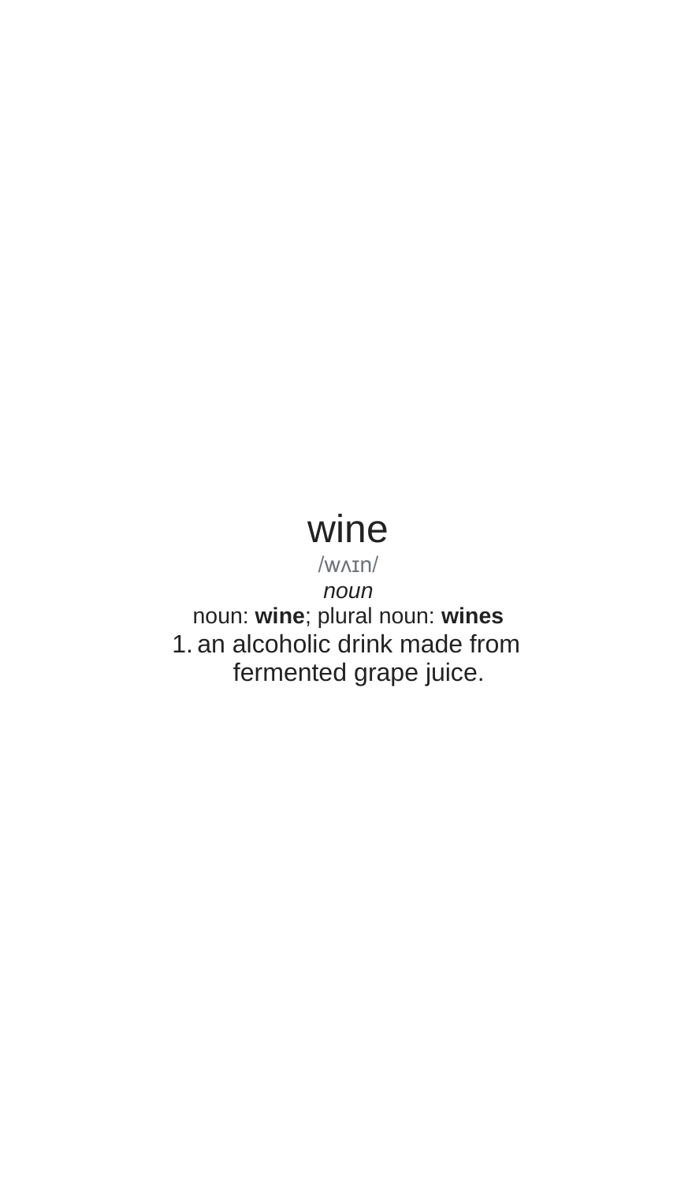# wine

/wʌɪn/

*noun*

noun: **wine**; plural noun: **wines**

1. an alcoholic drink made from fermented grape juice.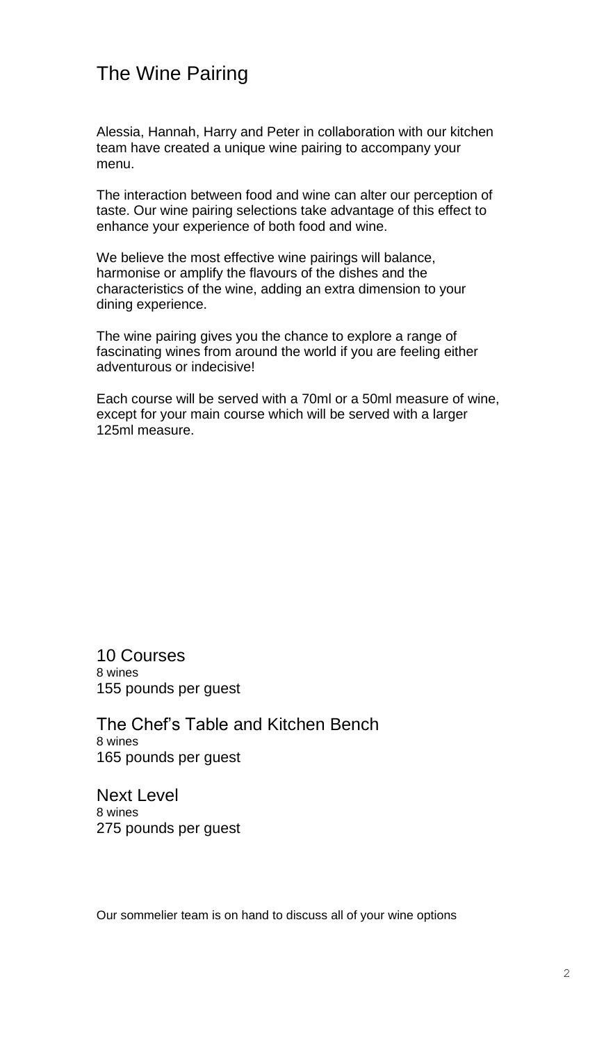# The Wine Pairing

Alessia, Hannah, Harry and Peter in collaboration with our kitchen team have created a unique wine pairing to accompany your menu.

The interaction between food and wine can alter our perception of taste. Our wine pairing selections take advantage of this effect to enhance your experience of both food and wine.

We believe the most effective wine pairings will balance, harmonise or amplify the flavours of the dishes and the characteristics of the wine, adding an extra dimension to your dining experience.

The wine pairing gives you the chance to explore a range of fascinating wines from around the world if you are feeling either adventurous or indecisive!

Each course will be served with a 70ml or a 50ml measure of wine, except for your main course which will be served with a larger 125ml measure.

## 10 Courses

8 wines

155 pounds per guest

## The Chef's Table and Kitchen Bench

8 wines

165 pounds per guest

## Next Level

8 wines

275 pounds per guest

Our sommelier team is on hand to discuss all of your wine options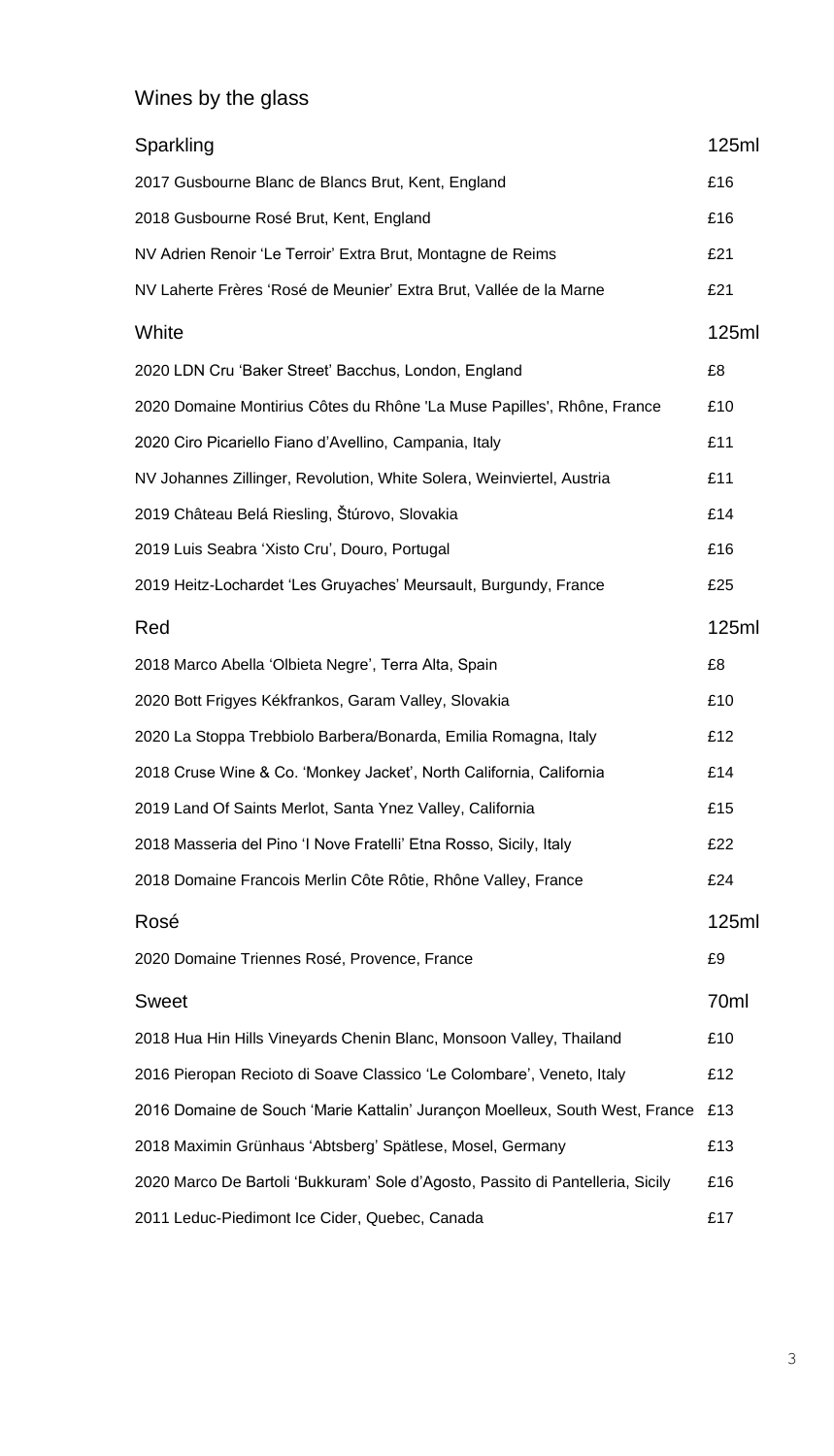# Wines by the glass

| Sparkling | 125ml |
|---|---|
| 2017 Gusbourne Blanc de Blancs Brut, Kent, England | £16 |
| 2018 Gusbourne Rosé Brut, Kent, England | £16 |
| NV Adrien Renoir 'Le Terroir' Extra Brut, Montagne de Reims | £21 |
| NV Laherte Frères 'Rosé de Meunier' Extra Brut, Vallée de la Marne | £21 |

| White | 125ml |
|---|---|
| 2020 LDN Cru 'Baker Street' Bacchus, London, England | £8 |
| 2020 Domaine Montirius Côtes du Rhône 'La Muse Papilles', Rhône, France | £10 |
| 2020 Ciro Picariello Fiano d'Avellino, Campania, Italy | £11 |
| NV Johannes Zillinger, Revolution, White Solera, Weinviertel, Austria | £11 |
| 2019 Château Belá Riesling, Štúrovo, Slovakia | £14 |
| 2019 Luis Seabra 'Xisto Cru', Douro, Portugal | £16 |
| 2019 Heitz-Lochardet 'Les Gruyaches' Meursault, Burgundy, France | £25 |

| Red | 125ml |
|---|---|
| 2018 Marco Abella 'Olbieta Negre', Terra Alta, Spain | £8 |
| 2020 Bott Frigyes Kékfrankos, Garam Valley, Slovakia | £10 |
| 2020 La Stoppa Trebbiolo Barbera/Bonarda, Emilia Romagna, Italy | £12 |
| 2018 Cruse Wine & Co. 'Monkey Jacket', North California, California | £14 |
| 2019 Land Of Saints Merlot, Santa Ynez Valley, California | £15 |
| 2018 Masseria del Pino 'I Nove Fratelli' Etna Rosso, Sicily, Italy | £22 |
| 2018 Domaine Francois Merlin Côte Rôtie, Rhône Valley, France | £24 |

| Rosé | 125ml |
|---|---|
| 2020 Domaine Triennes Rosé, Provence, France | £9 |

| Sweet | 70ml |
|---|---|
| 2018 Hua Hin Hills Vineyards Chenin Blanc, Monsoon Valley, Thailand | £10 |
| 2016 Pieropan Recioto di Soave Classico 'Le Colombare', Veneto, Italy | £12 |
| 2016 Domaine de Souch 'Marie Kattalin' Jurançon Moelleux, South West, France | £13 |
| 2018 Maximin Grünhaus 'Abtsberg' Spätlese, Mosel, Germany | £13 |
| 2020 Marco De Bartoli 'Bukkuram' Sole d'Agosto, Passito di Pantelleria, Sicily | £16 |
| 2011 Leduc-Piedimont Ice Cider, Quebec, Canada | £17 |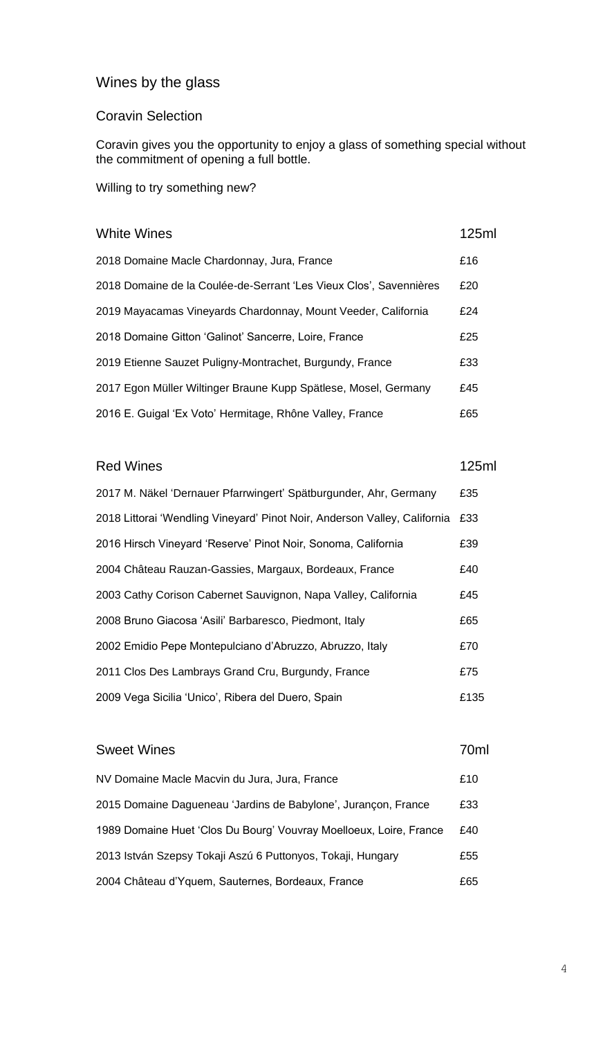# Wines by the glass

## Coravin Selection

Coravin gives you the opportunity to enjoy a glass of something special without the commitment of opening a full bottle.

Willing to try something new?

| White Wines | 125ml |
| --- | --- |
| 2018 Domaine Macle Chardonnay, Jura, France | £16 |
| 2018 Domaine de la Coulée-de-Serrant 'Les Vieux Clos', Savennières | £20 |
| 2019 Mayacamas Vineyards Chardonnay, Mount Veeder, California | £24 |
| 2018 Domaine Gitton 'Galinot' Sancerre, Loire, France | £25 |
| 2019 Etienne Sauzet Puligny-Montrachet, Burgundy, France | £33 |
| 2017 Egon Müller Wiltinger Braune Kupp Spätlese, Mosel, Germany | £45 |
| 2016 E. Guigal 'Ex Voto' Hermitage, Rhône Valley, France | £65 |

| Red Wines | 125ml |
| --- | --- |
| 2017 M. Näkel 'Dernauer Pfarrwingert' Spätburgunder, Ahr, Germany | £35 |
| 2018 Littorai 'Wendling Vineyard' Pinot Noir, Anderson Valley, California | £33 |
| 2016 Hirsch Vineyard 'Reserve' Pinot Noir, Sonoma, California | £39 |
| 2004 Château Rauzan-Gassies, Margaux, Bordeaux, France | £40 |
| 2003 Cathy Corison Cabernet Sauvignon, Napa Valley, California | £45 |
| 2008 Bruno Giacosa 'Asili' Barbaresco, Piedmont, Italy | £65 |
| 2002 Emidio Pepe Montepulciano d'Abruzzo, Abruzzo, Italy | £70 |
| 2011 Clos Des Lambrays Grand Cru, Burgundy, France | £75 |
| 2009 Vega Sicilia 'Unico', Ribera del Duero, Spain | £135 |

| Sweet Wines | 70ml |
| --- | --- |
| NV Domaine Macle Macvin du Jura, Jura, France | £10 |
| 2015 Domaine Dagueneau 'Jardins de Babylone', Jurançon, France | £33 |
| 1989 Domaine Huet 'Clos Du Bourg' Vouvray Moelloeux, Loire, France | £40 |
| 2013 István Szepsy Tokaji Aszú 6 Puttonyos, Tokaji, Hungary | £55 |
| 2004 Château d'Yquem, Sauternes, Bordeaux, France | £65 |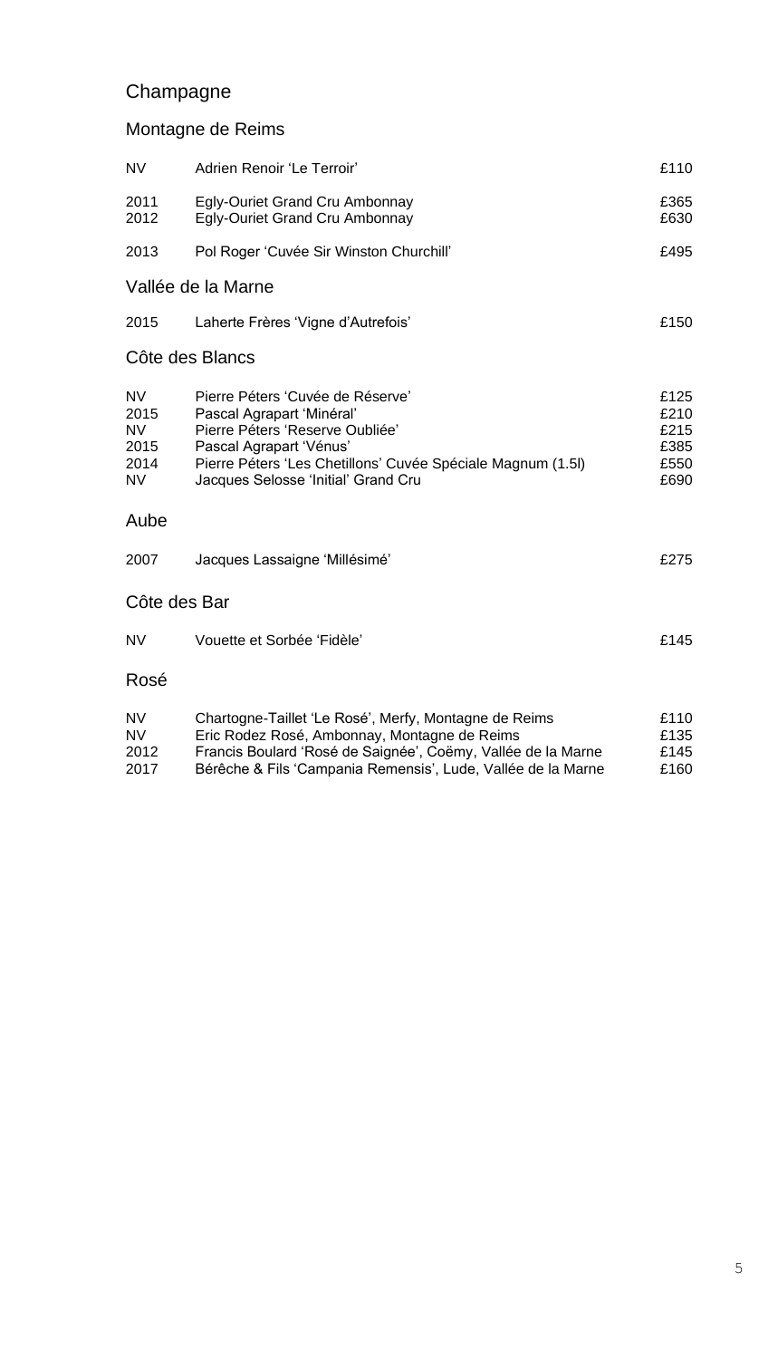# Champagne

## Montagne de Reims

| | | |
|---|---|---|
| NV | Adrien Renoir 'Le Terroir' | £110 |
| 2011 | Egly-Ouriet Grand Cru Ambonnay | £365 |
| 2012 | Egly-Ouriet Grand Cru Ambonnay | £630 |
| 2013 | Pol Roger 'Cuvée Sir Winston Churchill' | £495 |

## Vallée de la Marne

| | | |
|---|---|---|
| 2015 | Laherte Frères 'Vigne d'Autrefois' | £150 |

## Côte des Blancs

| | | |
|---|---|---|
| NV | Pierre Péters 'Cuvée de Réserve' | £125 |
| 2015 | Pascal Agrapart 'Minéral' | £210 |
| NV | Pierre Péters 'Reserve Oubliée' | £215 |
| 2015 | Pascal Agrapart 'Vénus' | £385 |
| 2014 | Pierre Péters 'Les Chetillons' Cuvée Spéciale Magnum (1.5l) | £550 |
| NV | Jacques Selosse 'Initial' Grand Cru | £690 |

## Aube

| | | |
|---|---|---|
| 2007 | Jacques Lassaigne 'Millésimé' | £275 |

## Côte des Bar

| | | |
|---|---|---|
| NV | Vouette et Sorbée 'Fidèle' | £145 |

## Rosé

| | | |
|---|---|---|
| NV | Chartogne-Taillet 'Le Rosé', Merfy, Montagne de Reims | £110 |
| NV | Eric Rodez Rosé, Ambonnay, Montagne de Reims | £135 |
| 2012 | Francis Boulard 'Rosé de Saignée', Coëmy, Vallée de la Marne | £145 |
| 2017 | Bérêche & Fils 'Campania Remensis', Lude, Vallée de la Marne | £160 |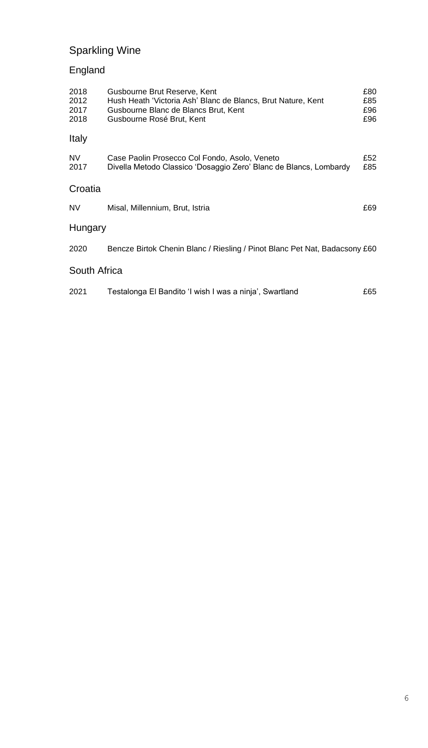# Sparkling Wine

## England

| | | |
|---|---|---|
| 2018 | Gusbourne Brut Reserve, Kent | £80 |
| 2012 | Hush Heath 'Victoria Ash' Blanc de Blancs, Brut Nature, Kent | £85 |
| 2017 | Gusbourne Blanc de Blancs Brut, Kent | £96 |
| 2018 | Gusbourne Rosé Brut, Kent | £96 |

## Italy

| | | |
|---|---|---|
| NV | Case Paolin Prosecco Col Fondo, Asolo, Veneto | £52 |
| 2017 | Divella Metodo Classico 'Dosaggio Zero' Blanc de Blancs, Lombardy | £85 |

## Croatia

| | | |
|---|---|---|
| NV | Misal, Millennium, Brut, Istria | £69 |

## Hungary

| | | |
|---|---|---|
| 2020 | Bencze Birtok Chenin Blanc / Riesling / Pinot Blanc Pet Nat, Badacsony | £60 |

## South Africa

| | | |
|---|---|---|
| 2021 | Testalonga El Bandito 'I wish I was a ninja', Swartland | £65 |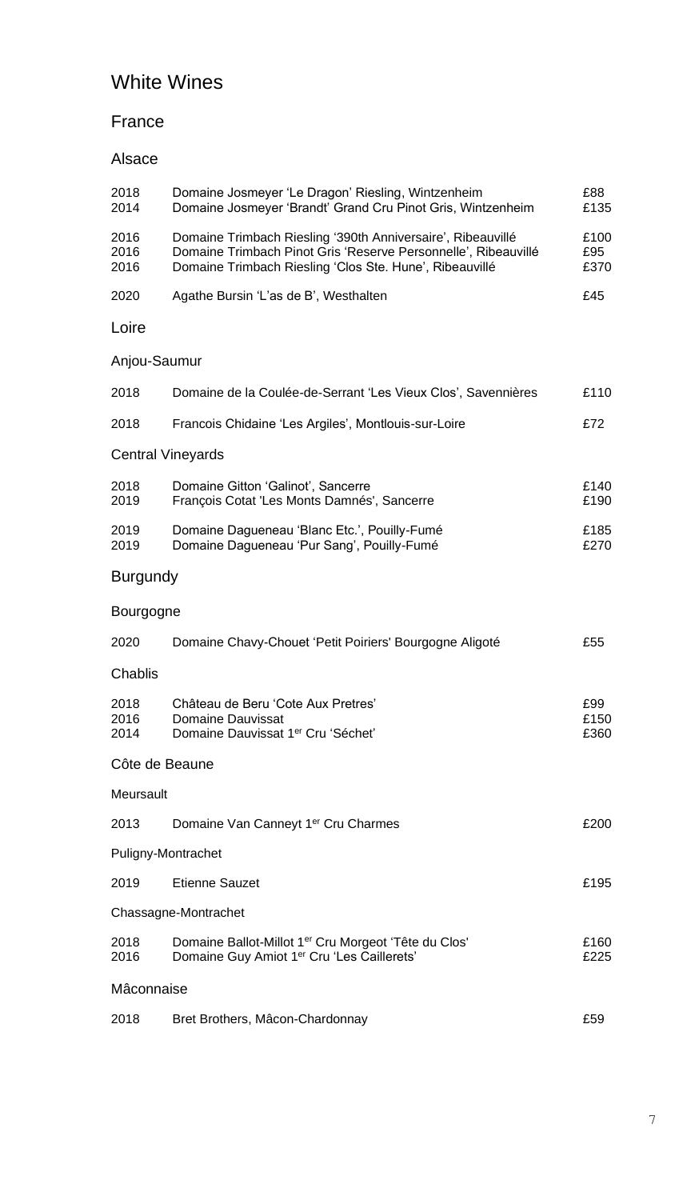# White Wines

## France

### Alsace

| | | |
|---|---|---|
| 2018 | Domaine Josmeyer 'Le Dragon' Riesling, Wintzenheim | £88 |
| 2014 | Domaine Josmeyer 'Brandt' Grand Cru Pinot Gris, Wintzenheim | £135 |
| 2016 | Domaine Trimbach Riesling '390th Anniversaire', Ribeauvillé | £100 |
| 2016 | Domaine Trimbach Pinot Gris 'Reserve Personnelle', Ribeauvillé | £95 |
| 2016 | Domaine Trimbach Riesling 'Clos Ste. Hune', Ribeauvillé | £370 |
| 2020 | Agathe Bursin 'L'as de B', Westhalten | £45 |

### Loire

#### Anjou-Saumur

| | | |
|---|---|---|
| 2018 | Domaine de la Coulée-de-Serrant 'Les Vieux Clos', Savennières | £110 |
| 2018 | Francois Chidaine 'Les Argiles', Montlouis-sur-Loire | £72 |

#### Central Vineyards

| | | |
|---|---|---|
| 2018 | Domaine Gitton 'Galinot', Sancerre | £140 |
| 2019 | François Cotat 'Les Monts Damnés', Sancerre | £190 |
| 2019 | Domaine Dagueneau 'Blanc Etc.', Pouilly-Fumé | £185 |
| 2019 | Domaine Dagueneau 'Pur Sang', Pouilly-Fumé | £270 |

### Burgundy

#### Bourgogne

| | | |
|---|---|---|
| 2020 | Domaine Chavy-Chouet 'Petit Poiriers' Bourgogne Aligoté | £55 |

#### Chablis

| | | |
|---|---|---|
| 2018 | Château de Beru 'Cote Aux Pretres' | £99 |
| 2016 | Domaine Dauvissat | £150 |
| 2014 | Domaine Dauvissat 1er Cru 'Séchet' | £360 |

#### Côte de Beaune

##### Meursault

| | | |
|---|---|---|
| 2013 | Domaine Van Canneyt 1er Cru Charmes | £200 |

##### Puligny-Montrachet

| | | |
|---|---|---|
| 2019 | Etienne Sauzet | £195 |

##### Chassagne-Montrachet

| | | |
|---|---|---|
| 2018 | Domaine Ballot-Millot 1er Cru Morgeot 'Tête du Clos' | £160 |
| 2016 | Domaine Guy Amiot 1er Cru 'Les Caillerets' | £225 |

#### Mâconnaise

| | | |
|---|---|---|
| 2018 | Bret Brothers, Mâcon-Chardonnay | £59 |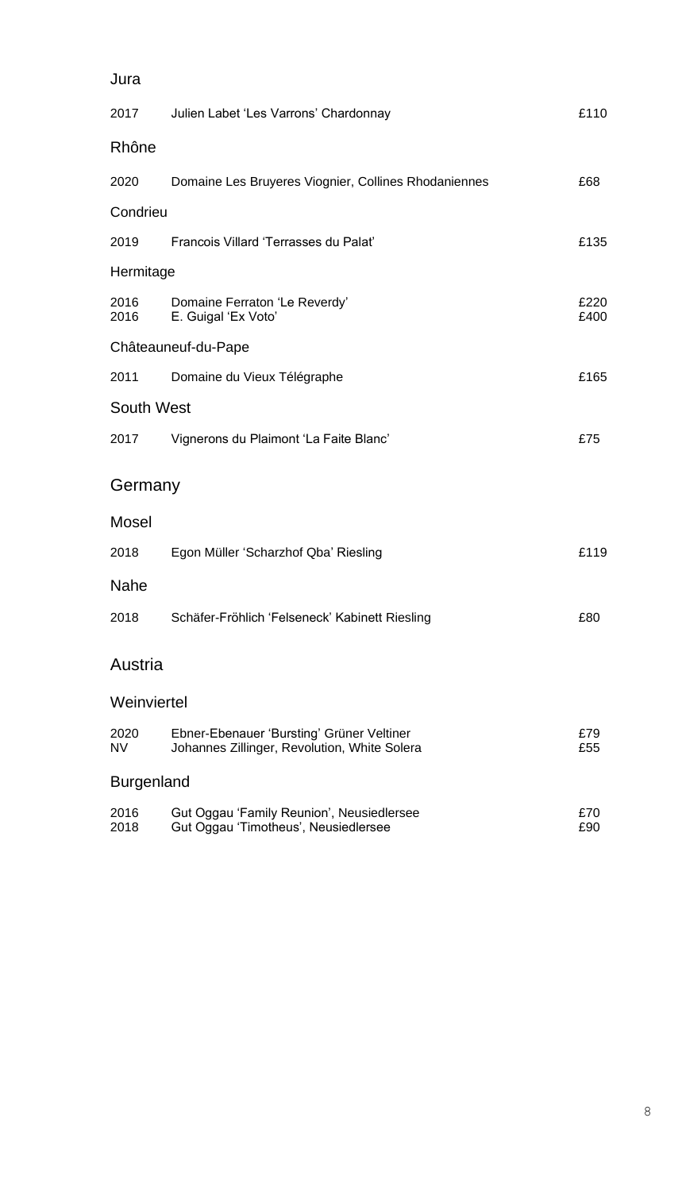### Jura

| | | |
|---|---|---|
| 2017 | Julien Labet 'Les Varrons' Chardonnay | £110 |

### Rhône

| | | |
|---|---|---|
| 2020 | Domaine Les Bruyeres Viognier, Collines Rhodaniennes | £68 |

### Condrieu

| | | |
|---|---|---|
| 2019 | Francois Villard 'Terrasses du Palat' | £135 |

### Hermitage

| | | |
|---|---|---|
| 2016 | Domaine Ferraton 'Le Reverdy' | £220 |
| 2016 | E. Guigal 'Ex Voto' | £400 |

### Châteauneuf-du-Pape

| | | |
|---|---|---|
| 2011 | Domaine du Vieux Télégraphe | £165 |

### South West

| | | |
|---|---|---|
| 2017 | Vignerons du Plaimont 'La Faite Blanc' | £75 |

## Germany

### Mosel

| | | |
|---|---|---|
| 2018 | Egon Müller 'Scharzhof Qba' Riesling | £119 |

### Nahe

| | | |
|---|---|---|
| 2018 | Schäfer-Fröhlich 'Felseneck' Kabinett Riesling | £80 |

## Austria

### Weinviertel

| | | |
|---|---|---|
| 2020 | Ebner-Ebenauer 'Bursting' Grüner Veltiner | £79 |
| NV | Johannes Zillinger, Revolution, White Solera | £55 |

### Burgenland

| | | |
|---|---|---|
| 2016 | Gut Oggau 'Family Reunion', Neusiedlersee | £70 |
| 2018 | Gut Oggau 'Timotheus', Neusiedlersee | £90 |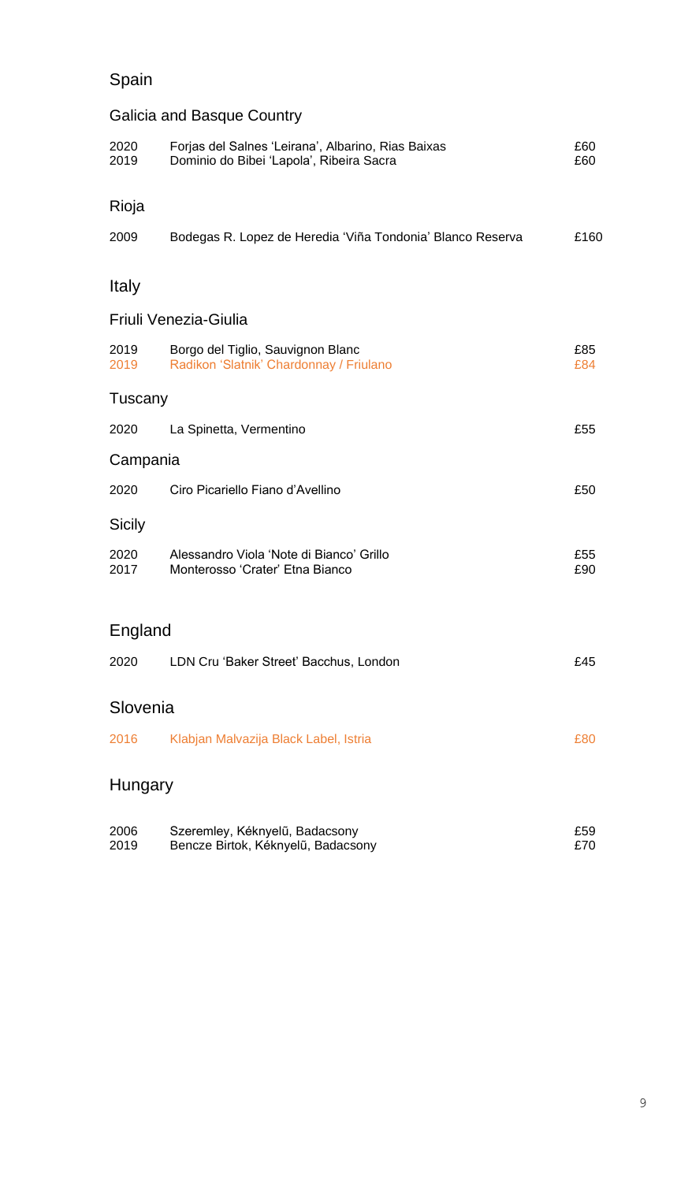# Spain

## Galicia and Basque Country

| | | |
|---|---|---|
| 2020 | Forjas del Salnes 'Leirana', Albarino, Rias Baixas | £60 |
| 2019 | Dominio do Bibei 'Lapola', Ribeira Sacra | £60 |

## Rioja

| | | |
|---|---|---|
| 2009 | Bodegas R. Lopez de Heredia 'Viña Tondonia' Blanco Reserva | £160 |

# Italy

## Friuli Venezia-Giulia

| | | |
|---|---|---|
| 2019 | Borgo del Tiglio, Sauvignon Blanc | £85 |
| 2019 | Radikon 'Slatnik' Chardonnay / Friulano | £84 |

## Tuscany

| | | |
|---|---|---|
| 2020 | La Spinetta, Vermentino | £55 |

## Campania

| | | |
|---|---|---|
| 2020 | Ciro Picariello Fiano d'Avellino | £50 |

## Sicily

| | | |
|---|---|---|
| 2020 | Alessandro Viola 'Note di Bianco' Grillo | £55 |
| 2017 | Monterosso 'Crater' Etna Bianco | £90 |

# England

| | | |
|---|---|---|
| 2020 | LDN Cru 'Baker Street' Bacchus, London | £45 |

# Slovenia

| | | |
|---|---|---|
| 2016 | Klabjan Malvazija Black Label, Istria | £80 |

# Hungary

| | | |
|---|---|---|
| 2006 | Szeremley, Kéknyelű, Badacsony | £59 |
| 2019 | Bencze Birtok, Kéknyelű, Badacsony | £70 |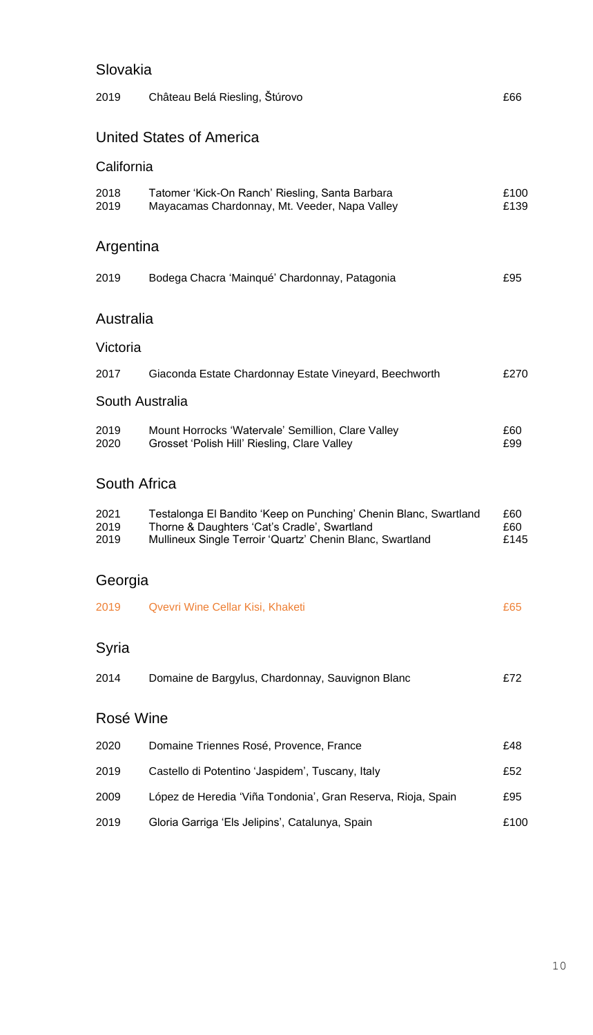## Slovakia

| | | |
|---|---|---|
| 2019 | Château Belá Riesling, Štúrovo | £66 |

## United States of America

### California

| | | |
|---|---|---|
| 2018 | Tatomer 'Kick-On Ranch' Riesling, Santa Barbara | £100 |
| 2019 | Mayacamas Chardonnay, Mt. Veeder, Napa Valley | £139 |

## Argentina

| | | |
|---|---|---|
| 2019 | Bodega Chacra 'Mainqué' Chardonnay, Patagonia | £95 |

## Australia

### Victoria

| | | |
|---|---|---|
| 2017 | Giaconda Estate Chardonnay Estate Vineyard, Beechworth | £270 |

### South Australia

| | | |
|---|---|---|
| 2019 | Mount Horrocks 'Watervale' Semillion, Clare Valley | £60 |
| 2020 | Grosset 'Polish Hill' Riesling, Clare Valley | £99 |

## South Africa

| | | |
|---|---|---|
| 2021 | Testalonga El Bandito 'Keep on Punching' Chenin Blanc, Swartland | £60 |
| 2019 | Thorne & Daughters 'Cat's Cradle', Swartland | £60 |
| 2019 | Mullineux Single Terroir 'Quartz' Chenin Blanc, Swartland | £145 |

## Georgia

| | | |
|---|---|---|
| 2019 | Qvevri Wine Cellar Kisi, Khaketi | £65 |

## Syria

| | | |
|---|---|---|
| 2014 | Domaine de Bargylus, Chardonnay, Sauvignon Blanc | £72 |

## Rosé Wine

| | | |
|---|---|---|
| 2020 | Domaine Triennes Rosé, Provence, France | £48 |
| 2019 | Castello di Potentino 'Jaspidem', Tuscany, Italy | £52 |
| 2009 | López de Heredia 'Viña Tondonia', Gran Reserva, Rioja, Spain | £95 |
| 2019 | Gloria Garriga 'Els Jelipins', Catalunya, Spain | £100 |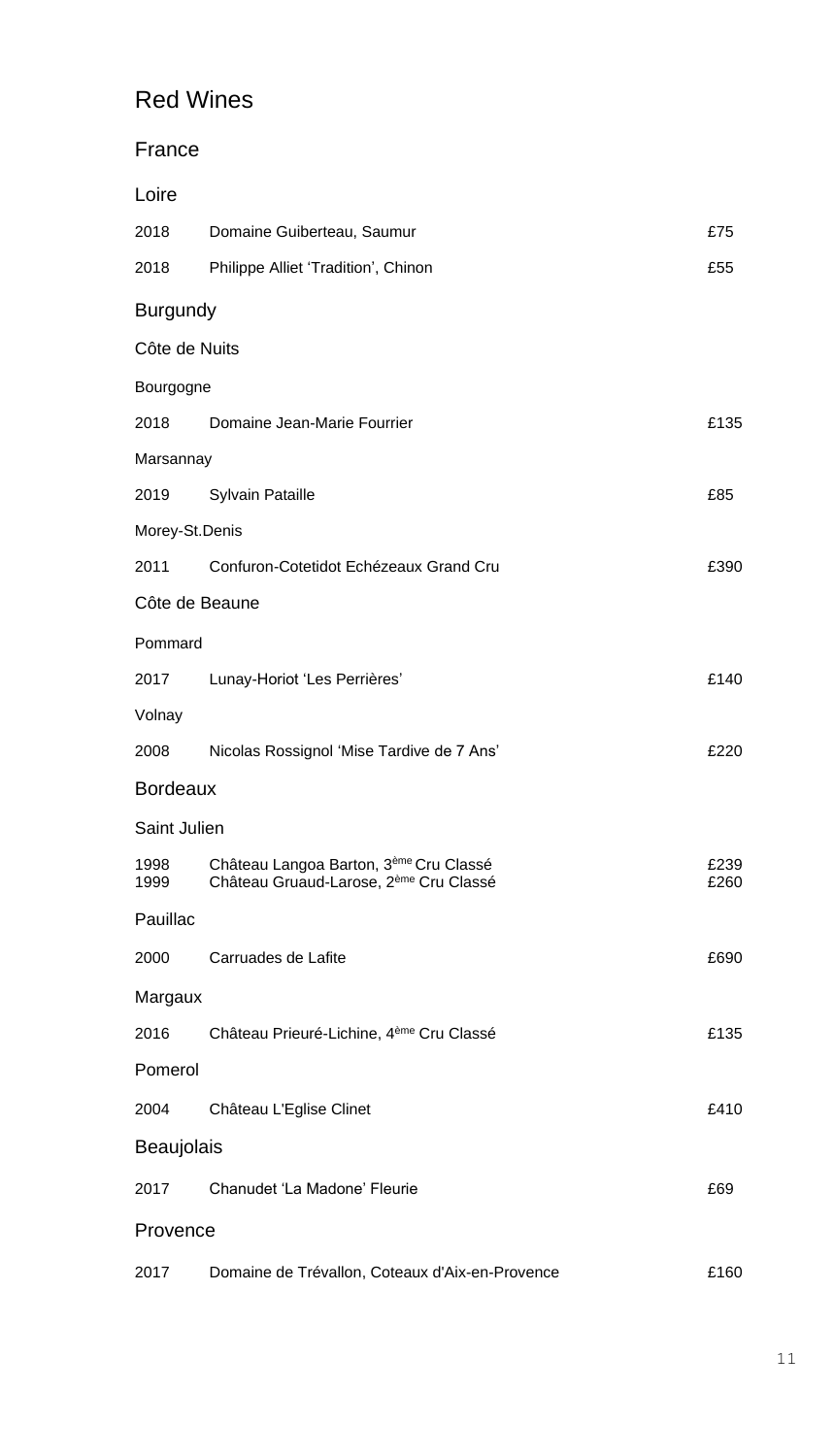# Red Wines

## France

### Loire

| | | |
|---|---|---|
| 2018 | Domaine Guiberteau, Saumur | £75 |
| 2018 | Philippe Alliet 'Tradition', Chinon | £55 |

### Burgundy

#### Côte de Nuits

Bourgogne

| | | |
|---|---|---|
| 2018 | Domaine Jean-Marie Fourrier | £135 |

Marsannay

| | | |
|---|---|---|
| 2019 | Sylvain Pataille | £85 |

Morey-St.Denis

| | | |
|---|---|---|
| 2011 | Confuron-Cotetidot Echézeaux Grand Cru | £390 |

#### Côte de Beaune

Pommard

| | | |
|---|---|---|
| 2017 | Lunay-Horiot 'Les Perrières' | £140 |

Volnay

| | | |
|---|---|---|
| 2008 | Nicolas Rossignol 'Mise Tardive de 7 Ans' | £220 |

### Bordeaux

#### Saint Julien

| | | |
|---|---|---|
| 1998 | Château Langoa Barton, 3ème Cru Classé | £239 |
| 1999 | Château Gruaud-Larose, 2ème Cru Classé | £260 |

#### Pauillac

| | | |
|---|---|---|
| 2000 | Carruades de Lafite | £690 |

#### Margaux

| | | |
|---|---|---|
| 2016 | Château Prieuré-Lichine, 4ème Cru Classé | £135 |

#### Pomerol

| | | |
|---|---|---|
| 2004 | Château L'Eglise Clinet | £410 |

### Beaujolais

| | | |
|---|---|---|
| 2017 | Chanudet 'La Madone' Fleurie | £69 |

### Provence

| | | |
|---|---|---|
| 2017 | Domaine de Trévallon, Coteaux d'Aix-en-Provence | £160 |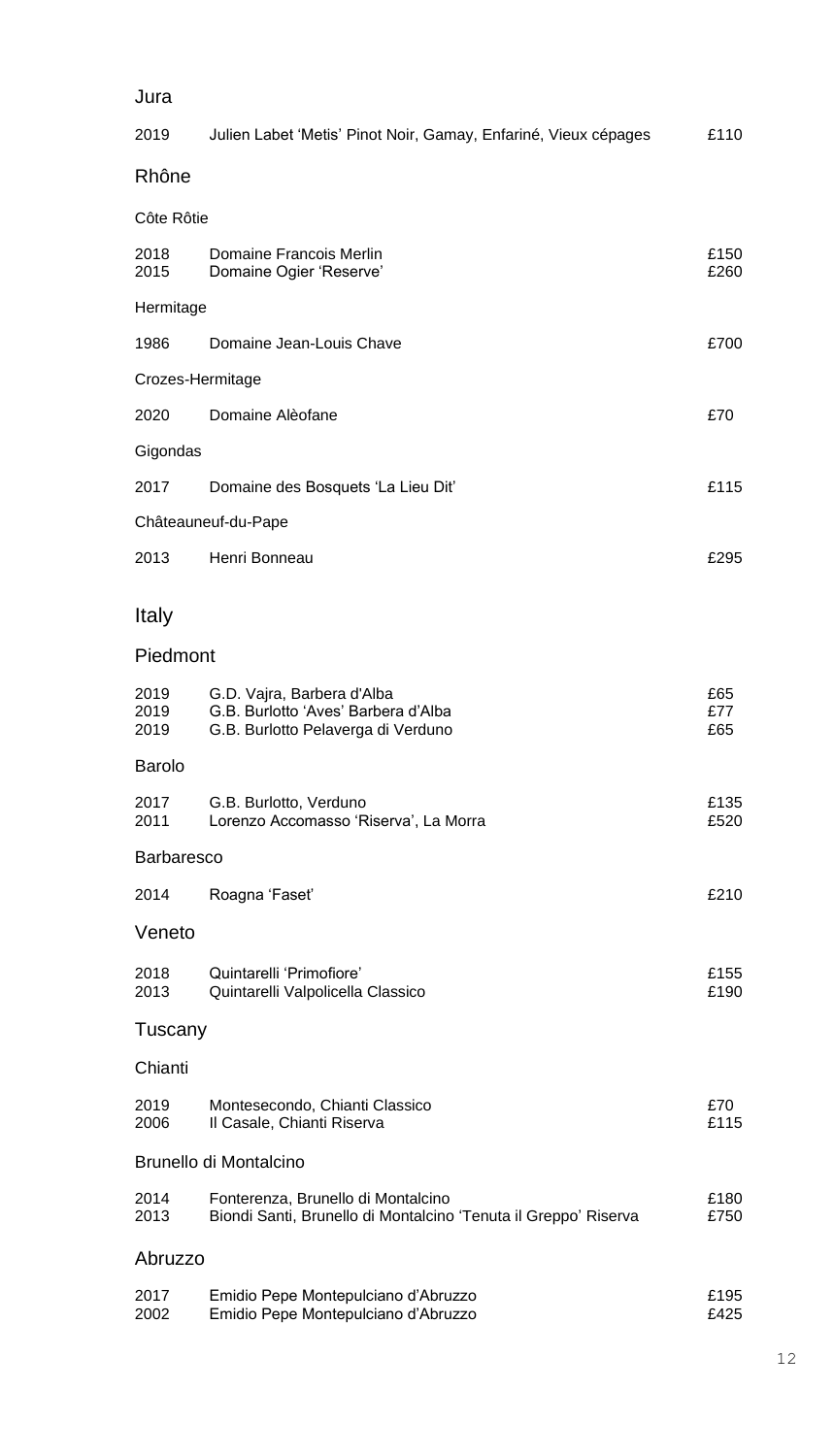## Jura

| | | |
|---|---|---|
| 2019 | Julien Labet 'Metis' Pinot Noir, Gamay, Enfariné, Vieux cépages | £110 |

## Rhône

### Côte Rôtie

| | | |
|---|---|---|
| 2018 | Domaine Francois Merlin | £150 |
| 2015 | Domaine Ogier 'Reserve' | £260 |

### Hermitage

| | | |
|---|---|---|
| 1986 | Domaine Jean-Louis Chave | £700 |

### Crozes-Hermitage

| | | |
|---|---|---|
| 2020 | Domaine Alèofane | £70 |

### Gigondas

| | | |
|---|---|---|
| 2017 | Domaine des Bosquets 'La Lieu Dit' | £115 |

### Châteauneuf-du-Pape

| | | |
|---|---|---|
| 2013 | Henri Bonneau | £295 |

# Italy

## Piedmont

| | | |
|---|---|---|
| 2019 | G.D. Vajra, Barbera d'Alba | £65 |
| 2019 | G.B. Burlotto 'Aves' Barbera d'Alba | £77 |
| 2019 | G.B. Burlotto Pelaverga di Verduno | £65 |

### Barolo

| | | |
|---|---|---|
| 2017 | G.B. Burlotto, Verduno | £135 |
| 2011 | Lorenzo Accomasso 'Riserva', La Morra | £520 |

### Barbaresco

| | | |
|---|---|---|
| 2014 | Roagna 'Faset' | £210 |

## Veneto

| | | |
|---|---|---|
| 2018 | Quintarelli 'Primofiore' | £155 |
| 2013 | Quintarelli Valpolicella Classico | £190 |

## Tuscany

### Chianti

| | | |
|---|---|---|
| 2019 | Montesecondo, Chianti Classico | £70 |
| 2006 | Il Casale, Chianti Riserva | £115 |

### Brunello di Montalcino

| | | |
|---|---|---|
| 2014 | Fonterenza, Brunello di Montalcino | £180 |
| 2013 | Biondi Santi, Brunello di Montalcino 'Tenuta il Greppo' Riserva | £750 |

## Abruzzo

| | | |
|---|---|---|
| 2017 | Emidio Pepe Montepulciano d'Abruzzo | £195 |
| 2002 | Emidio Pepe Montepulciano d'Abruzzo | £425 |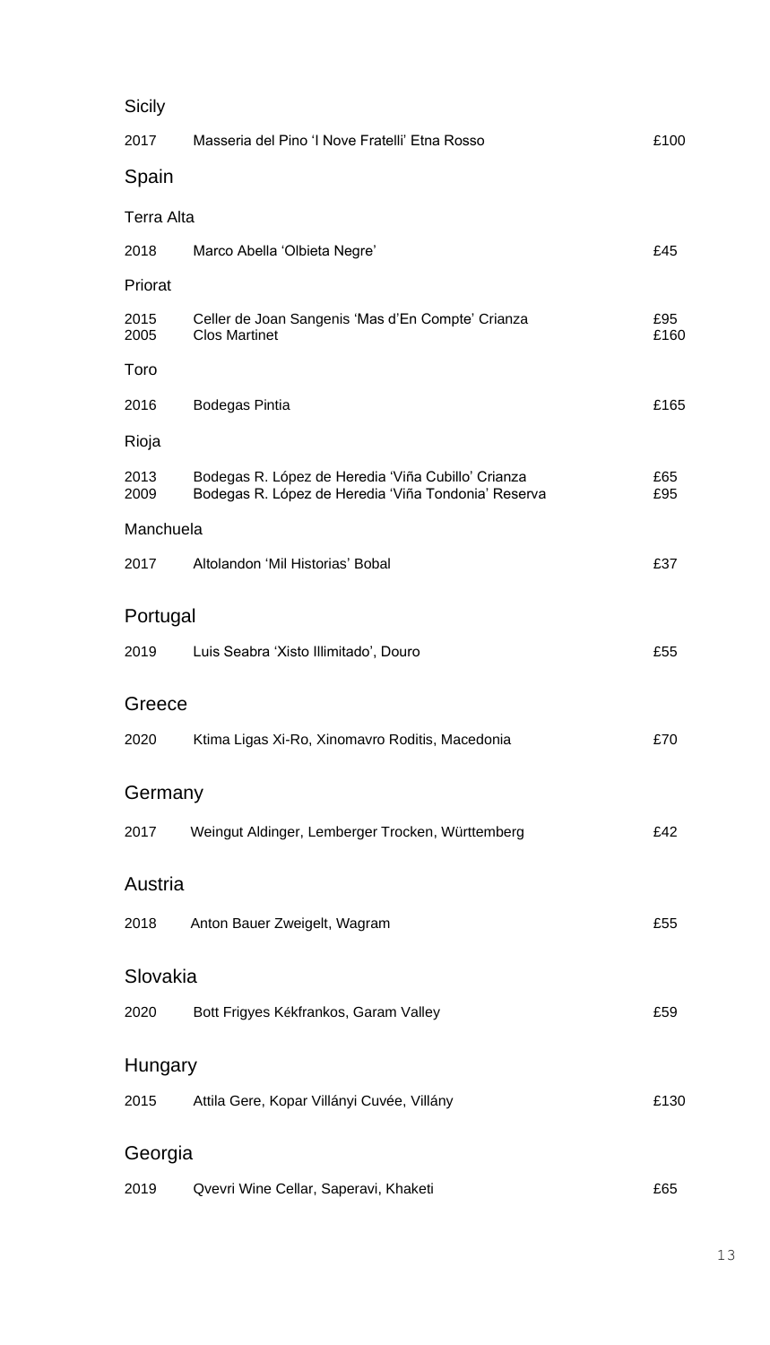### Sicily

| | | |
|---|---|---|
| 2017 | Masseria del Pino 'I Nove Fratelli' Etna Rosso | £100 |

## Spain

### Terra Alta

| | | |
|---|---|---|
| 2018 | Marco Abella 'Olbieta Negre' | £45 |

### Priorat

| | | |
|---|---|---|
| 2015 | Celler de Joan Sangenis 'Mas d'En Compte' Crianza | £95 |
| 2005 | Clos Martinet | £160 |

### Toro

| | | |
|---|---|---|
| 2016 | Bodegas Pintia | £165 |

### Rioja

| | | |
|---|---|---|
| 2013 | Bodegas R. López de Heredia 'Viña Cubillo' Crianza | £65 |
| 2009 | Bodegas R. López de Heredia 'Viña Tondonia' Reserva | £95 |

### Manchuela

| | | |
|---|---|---|
| 2017 | Altolandon 'Mil Historias' Bobal | £37 |

## Portugal

| | | |
|---|---|---|
| 2019 | Luis Seabra 'Xisto Illimitado', Douro | £55 |

## Greece

| | | |
|---|---|---|
| 2020 | Ktima Ligas Xi-Ro, Xinomavro Roditis, Macedonia | £70 |

## Germany

| | | |
|---|---|---|
| 2017 | Weingut Aldinger, Lemberger Trocken, Württemberg | £42 |

## Austria

| | | |
|---|---|---|
| 2018 | Anton Bauer Zweigelt, Wagram | £55 |

## Slovakia

| | | |
|---|---|---|
| 2020 | Bott Frigyes Kékfrankos, Garam Valley | £59 |

## Hungary

| | | |
|---|---|---|
| 2015 | Attila Gere, Kopar Villányi Cuvée, Villány | £130 |

## Georgia

| | | |
|---|---|---|
| 2019 | Qvevri Wine Cellar, Saperavi, Khaketi | £65 |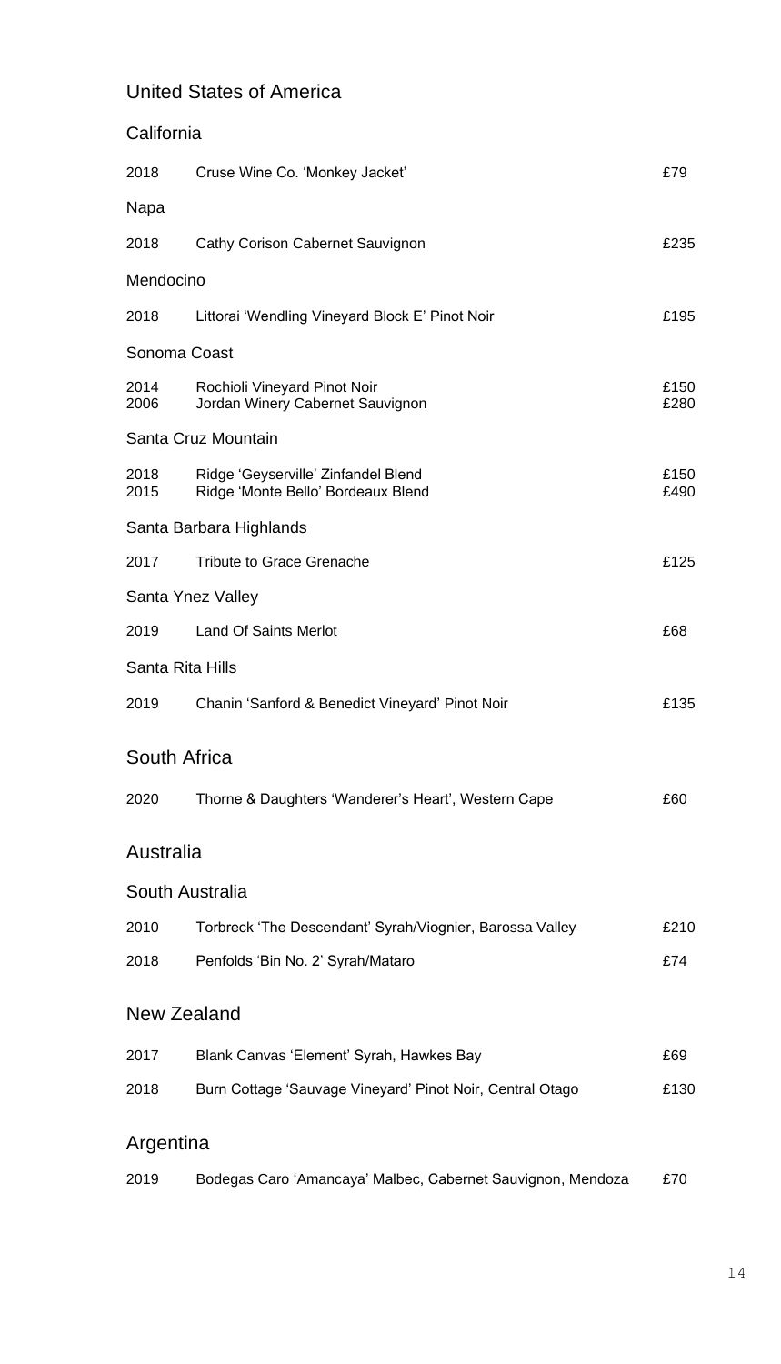## United States of America

### California

| Year | Wine | Price |
| --- | --- | --- |
| 2018 | Cruse Wine Co. 'Monkey Jacket' | £79 |

### Napa

| Year | Wine | Price |
| --- | --- | --- |
| 2018 | Cathy Corison Cabernet Sauvignon | £235 |

### Mendocino

| Year | Wine | Price |
| --- | --- | --- |
| 2018 | Littorai 'Wendling Vineyard Block E' Pinot Noir | £195 |

### Sonoma Coast

| Year | Wine | Price |
| --- | --- | --- |
| 2014 | Rochioli Vineyard Pinot Noir | £150 |
| 2006 | Jordan Winery Cabernet Sauvignon | £280 |

### Santa Cruz Mountain

| Year | Wine | Price |
| --- | --- | --- |
| 2018 | Ridge 'Geyserville' Zinfandel Blend | £150 |
| 2015 | Ridge 'Monte Bello' Bordeaux Blend | £490 |

### Santa Barbara Highlands

| Year | Wine | Price |
| --- | --- | --- |
| 2017 | Tribute to Grace Grenache | £125 |

### Santa Ynez Valley

| Year | Wine | Price |
| --- | --- | --- |
| 2019 | Land Of Saints Merlot | £68 |

### Santa Rita Hills

| Year | Wine | Price |
| --- | --- | --- |
| 2019 | Chanin 'Sanford & Benedict Vineyard' Pinot Noir | £135 |

## South Africa

| Year | Wine | Price |
| --- | --- | --- |
| 2020 | Thorne & Daughters 'Wanderer's Heart', Western Cape | £60 |

## Australia

### South Australia

| Year | Wine | Price |
| --- | --- | --- |
| 2010 | Torbreck 'The Descendant' Syrah/Viognier, Barossa Valley | £210 |
| 2018 | Penfolds 'Bin No. 2' Syrah/Mataro | £74 |

## New Zealand

| Year | Wine | Price |
| --- | --- | --- |
| 2017 | Blank Canvas 'Element' Syrah, Hawkes Bay | £69 |
| 2018 | Burn Cottage 'Sauvage Vineyard' Pinot Noir, Central Otago | £130 |

## Argentina

| Year | Wine | Price |
| --- | --- | --- |
| 2019 | Bodegas Caro 'Amancaya' Malbec, Cabernet Sauvignon, Mendoza | £70 |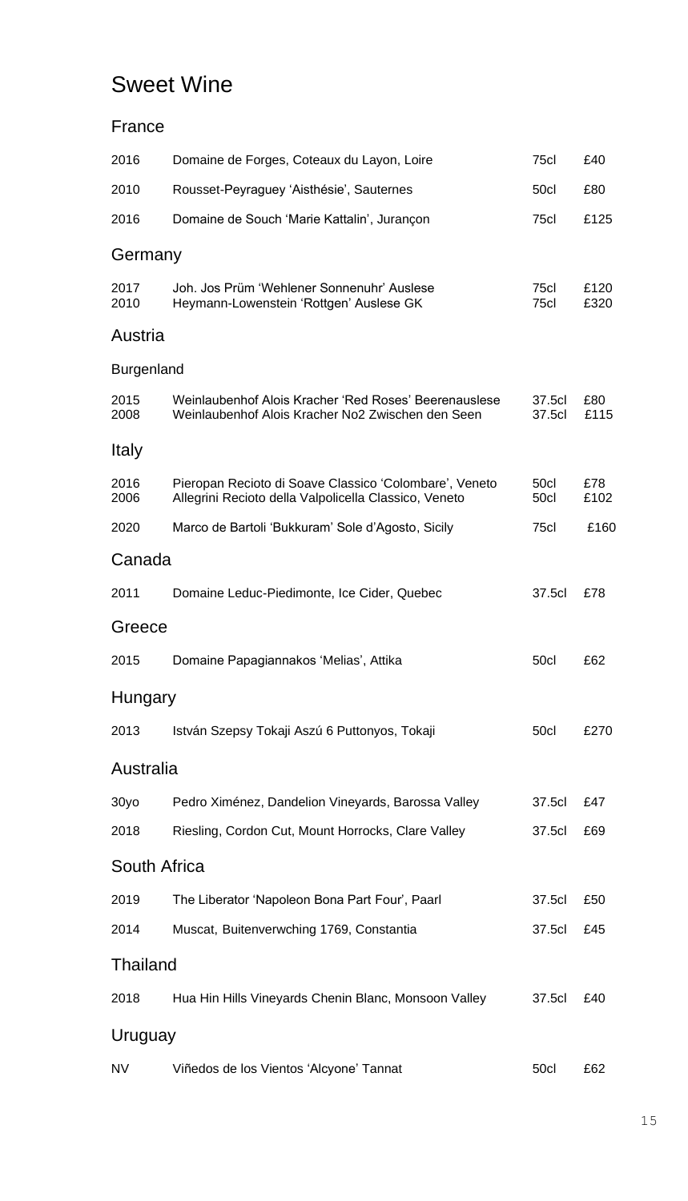# Sweet Wine

## France

| | | | |
|---|---|---|---|
| 2016 | Domaine de Forges, Coteaux du Layon, Loire | 75cl | £40 |
| 2010 | Rousset-Peyraguey 'Aisthésie', Sauternes | 50cl | £80 |
| 2016 | Domaine de Souch 'Marie Kattalin', Jurançon | 75cl | £125 |

## Germany

| | | | |
|---|---|---|---|
| 2017 | Joh. Jos Prüm 'Wehlener Sonnenuhr' Auslese | 75cl | £120 |
| 2010 | Heymann-Lowenstein 'Rottgen' Auslese GK | 75cl | £320 |

## Austria

### Burgenland

| | | | |
|---|---|---|---|
| 2015 | Weinlaubenhof Alois Kracher 'Red Roses' Beerenauslese | 37.5cl | £80 |
| 2008 | Weinlaubenhof Alois Kracher No2 Zwischen den Seen | 37.5cl | £115 |

## Italy

| | | | |
|---|---|---|---|
| 2016 | Pieropan Recioto di Soave Classico 'Colombare', Veneto | 50cl | £78 |
| 2006 | Allegrini Recioto della Valpolicella Classico, Veneto | 50cl | £102 |
| 2020 | Marco de Bartoli 'Bukkuram' Sole d'Agosto, Sicily | 75cl | £160 |

## Canada

| | | | |
|---|---|---|---|
| 2011 | Domaine Leduc-Piedimonte, Ice Cider, Quebec | 37.5cl | £78 |

## Greece

| | | | |
|---|---|---|---|
| 2015 | Domaine Papagiannakos 'Melias', Attika | 50cl | £62 |

## Hungary

| | | | |
|---|---|---|---|
| 2013 | István Szepsy Tokaji Aszú 6 Puttonyos, Tokaji | 50cl | £270 |

## Australia

| | | | |
|---|---|---|---|
| 30yo | Pedro Ximénez, Dandelion Vineyards, Barossa Valley | 37.5cl | £47 |
| 2018 | Riesling, Cordon Cut, Mount Horrocks, Clare Valley | 37.5cl | £69 |

## South Africa

| | | | |
|---|---|---|---|
| 2019 | The Liberator 'Napoleon Bona Part Four', Paarl | 37.5cl | £50 |
| 2014 | Muscat, Buitenverwching 1769, Constantia | 37.5cl | £45 |

## Thailand

| | | | |
|---|---|---|---|
| 2018 | Hua Hin Hills Vineyards Chenin Blanc, Monsoon Valley | 37.5cl | £40 |

## Uruguay

| | | | |
|---|---|---|---|
| NV | Viñedos de los Vientos 'Alcyone' Tannat | 50cl | £62 |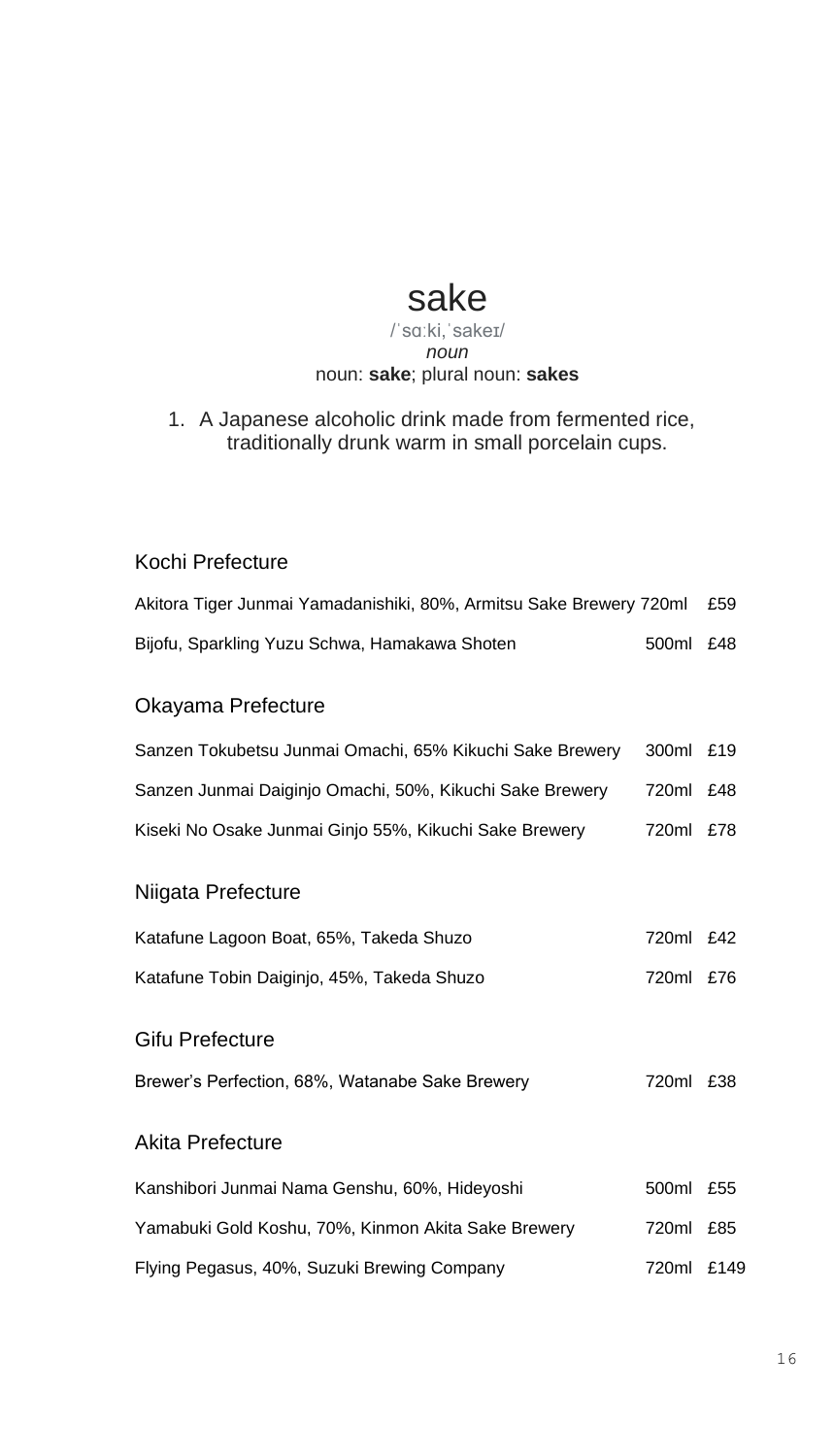# sake

/ˈsɑːki,ˈsakeɪ/
*noun*
noun: **sake**; plural noun: **sakes**

1. A Japanese alcoholic drink made from fermented rice, traditionally drunk warm in small porcelain cups.

## Kochi Prefecture

| | | |
|---|---|---|
| Akitora Tiger Junmai Yamadanishiki, 80%, Armitsu Sake Brewery | 720ml | £59 |
| Bijofu, Sparkling Yuzu Schwa, Hamakawa Shoten | 500ml | £48 |

## Okayama Prefecture

| | | |
|---|---|---|
| Sanzen Tokubetsu Junmai Omachi, 65% Kikuchi Sake Brewery | 300ml | £19 |
| Sanzen Junmai Daiginjo Omachi, 50%, Kikuchi Sake Brewery | 720ml | £48 |
| Kiseki No Osake Junmai Ginjo 55%, Kikuchi Sake Brewery | 720ml | £78 |

## Niigata Prefecture

| | | |
|---|---|---|
| Katafune Lagoon Boat, 65%, Takeda Shuzo | 720ml | £42 |
| Katafune Tobin Daiginjo, 45%, Takeda Shuzo | 720ml | £76 |

## Gifu Prefecture

| | | |
|---|---|---|
| Brewer's Perfection, 68%, Watanabe Sake Brewery | 720ml | £38 |

## Akita Prefecture

| | | |
|---|---|---|
| Kanshibori Junmai Nama Genshu, 60%, Hideyoshi | 500ml | £55 |
| Yamabuki Gold Koshu, 70%, Kinmon Akita Sake Brewery | 720ml | £85 |
| Flying Pegasus, 40%, Suzuki Brewing Company | 720ml | £149 |